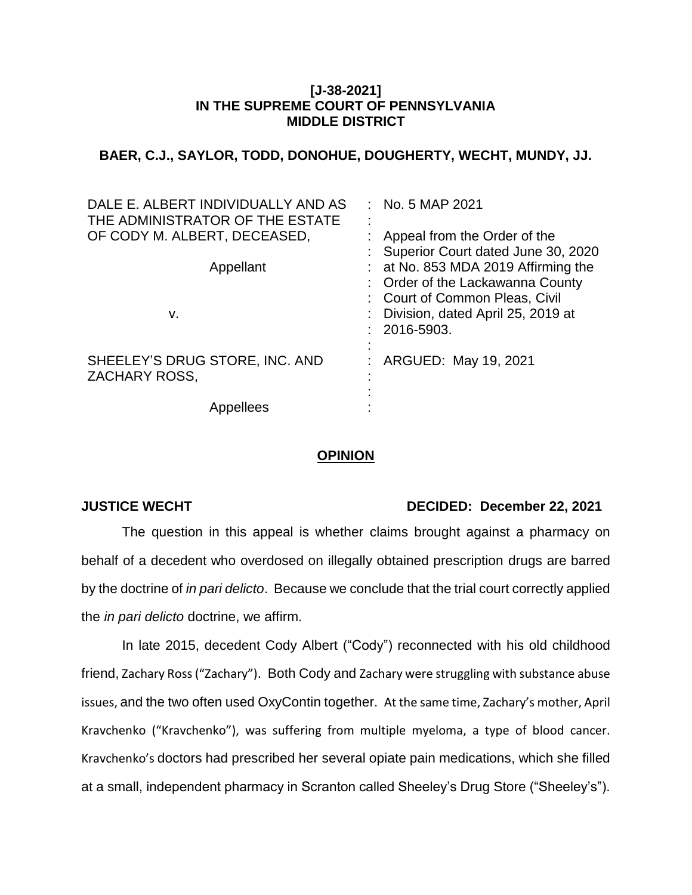**[J-38-2021]**
**IN THE SUPREME COURT OF PENNSYLVANIA**
**MIDDLE DISTRICT**

**BAER, C.J., SAYLOR, TODD, DONOHUE, DOUGHERTY, WECHT, MUNDY, JJ.**

| | |
|---|---|
| DALE E. ALBERT INDIVIDUALLY AND AS THE ADMINISTRATOR OF THE ESTATE OF CODY M. ALBERT, DECEASED, | : No. 5 MAP 2021 |
| Appellant | : Appeal from the Order of the Superior Court dated June 30, 2020 at No. 853 MDA 2019 Affirming the Order of the Lackawanna County Court of Common Pleas, Civil Division, dated April 25, 2019 at 2016-5903. |
| v. | |
| SHEELEY'S DRUG STORE, INC. AND ZACHARY ROSS, | : ARGUED: May 19, 2021 |
| Appellees | |

## OPINION

**JUSTICE WECHT** **DECIDED: December 22, 2021**

The question in this appeal is whether claims brought against a pharmacy on behalf of a decedent who overdosed on illegally obtained prescription drugs are barred by the doctrine of *in pari delicto*. Because we conclude that the trial court correctly applied the *in pari delicto* doctrine, we affirm.

In late 2015, decedent Cody Albert ("Cody") reconnected with his old childhood friend, Zachary Ross ("Zachary"). Both Cody and Zachary were struggling with substance abuse issues, and the two often used OxyContin together. At the same time, Zachary's mother, April Kravchenko ("Kravchenko"), was suffering from multiple myeloma, a type of blood cancer. Kravchenko's doctors had prescribed her several opiate pain medications, which she filled at a small, independent pharmacy in Scranton called Sheeley's Drug Store ("Sheeley's").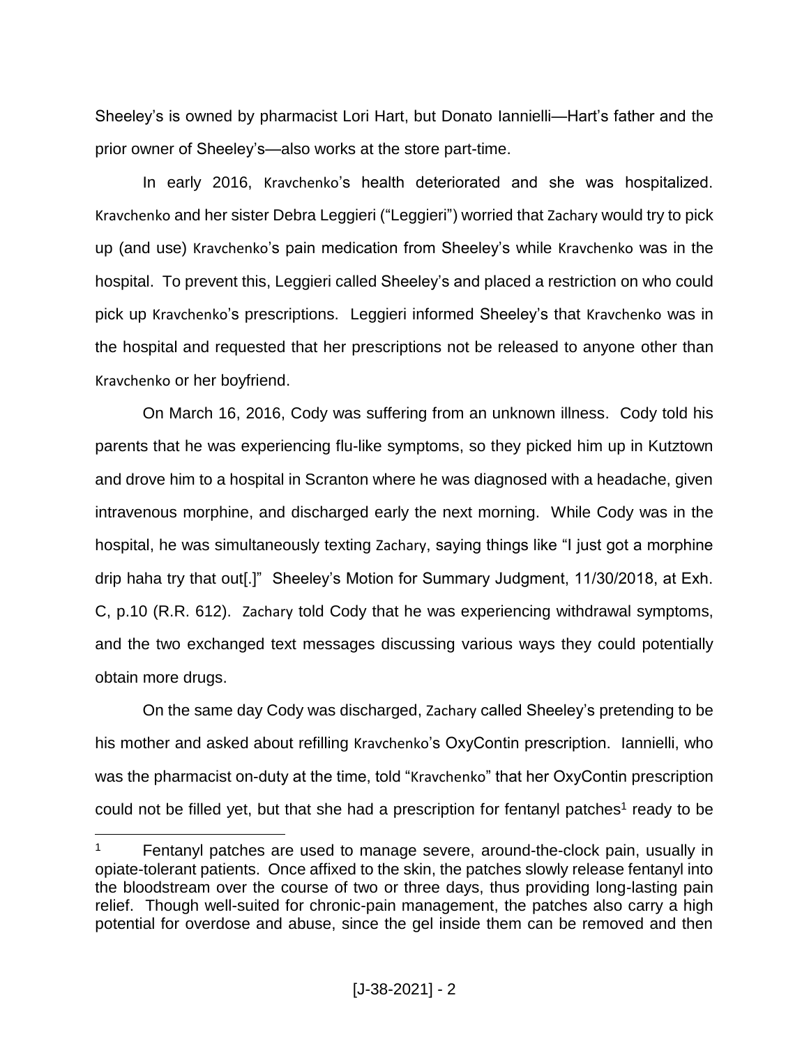Sheeley's is owned by pharmacist Lori Hart, but Donato Iannielli—Hart's father and the prior owner of Sheeley's—also works at the store part-time.

In early 2016, Kravchenko's health deteriorated and she was hospitalized. Kravchenko and her sister Debra Leggieri ("Leggieri") worried that Zachary would try to pick up (and use) Kravchenko's pain medication from Sheeley's while Kravchenko was in the hospital. To prevent this, Leggieri called Sheeley's and placed a restriction on who could pick up Kravchenko's prescriptions. Leggieri informed Sheeley's that Kravchenko was in the hospital and requested that her prescriptions not be released to anyone other than Kravchenko or her boyfriend.

On March 16, 2016, Cody was suffering from an unknown illness. Cody told his parents that he was experiencing flu-like symptoms, so they picked him up in Kutztown and drove him to a hospital in Scranton where he was diagnosed with a headache, given intravenous morphine, and discharged early the next morning. While Cody was in the hospital, he was simultaneously texting Zachary, saying things like "I just got a morphine drip haha try that out[.]" Sheeley's Motion for Summary Judgment, 11/30/2018, at Exh. C, p.10 (R.R. 612). Zachary told Cody that he was experiencing withdrawal symptoms, and the two exchanged text messages discussing various ways they could potentially obtain more drugs.

On the same day Cody was discharged, Zachary called Sheeley's pretending to be his mother and asked about refilling Kravchenko's OxyContin prescription. Iannielli, who was the pharmacist on-duty at the time, told "Kravchenko" that her OxyContin prescription could not be filled yet, but that she had a prescription for fentanyl patches[1] ready to be

[1] Fentanyl patches are used to manage severe, around-the-clock pain, usually in opiate-tolerant patients. Once affixed to the skin, the patches slowly release fentanyl into the bloodstream over the course of two or three days, thus providing long-lasting pain relief. Though well-suited for chronic-pain management, the patches also carry a high potential for overdose and abuse, since the gel inside them can be removed and then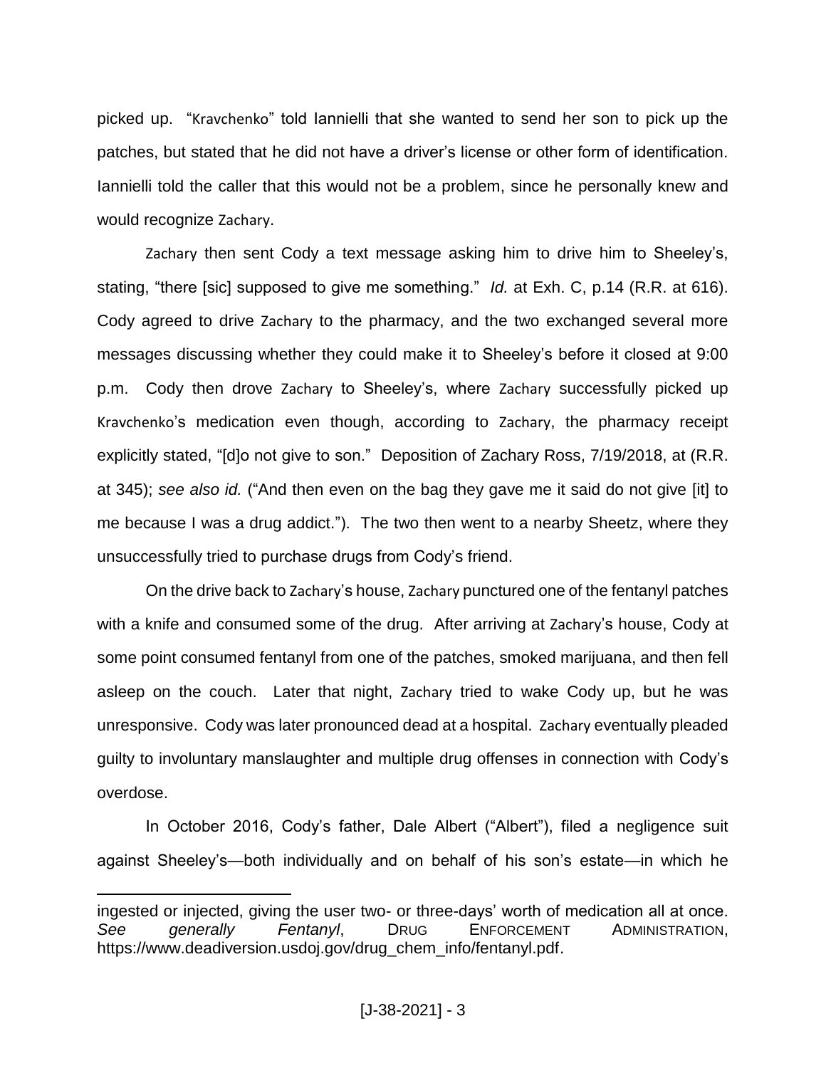picked up. "Kravchenko" told Iannielli that she wanted to send her son to pick up the patches, but stated that he did not have a driver's license or other form of identification. Iannielli told the caller that this would not be a problem, since he personally knew and would recognize Zachary.

Zachary then sent Cody a text message asking him to drive him to Sheeley's, stating, "there [sic] supposed to give me something." *Id.* at Exh. C, p.14 (R.R. at 616). Cody agreed to drive Zachary to the pharmacy, and the two exchanged several more messages discussing whether they could make it to Sheeley's before it closed at 9:00 p.m. Cody then drove Zachary to Sheeley's, where Zachary successfully picked up Kravchenko's medication even though, according to Zachary, the pharmacy receipt explicitly stated, "[d]o not give to son." Deposition of Zachary Ross, 7/19/2018, at (R.R. at 345); *see also id.* ("And then even on the bag they gave me it said do not give [it] to me because I was a drug addict."). The two then went to a nearby Sheetz, where they unsuccessfully tried to purchase drugs from Cody's friend.

On the drive back to Zachary's house, Zachary punctured one of the fentanyl patches with a knife and consumed some of the drug. After arriving at Zachary's house, Cody at some point consumed fentanyl from one of the patches, smoked marijuana, and then fell asleep on the couch. Later that night, Zachary tried to wake Cody up, but he was unresponsive. Cody was later pronounced dead at a hospital. Zachary eventually pleaded guilty to involuntary manslaughter and multiple drug offenses in connection with Cody's overdose.

In October 2016, Cody's father, Dale Albert ("Albert"), filed a negligence suit against Sheeley's—both individually and on behalf of his son's estate—in which he

---

ingested or injected, giving the user two- or three-days' worth of medication all at once. *See generally Fentanyl*, DRUG ENFORCEMENT ADMINISTRATION, https://www.deadiversion.usdoj.gov/drug_chem_info/fentanyl.pdf.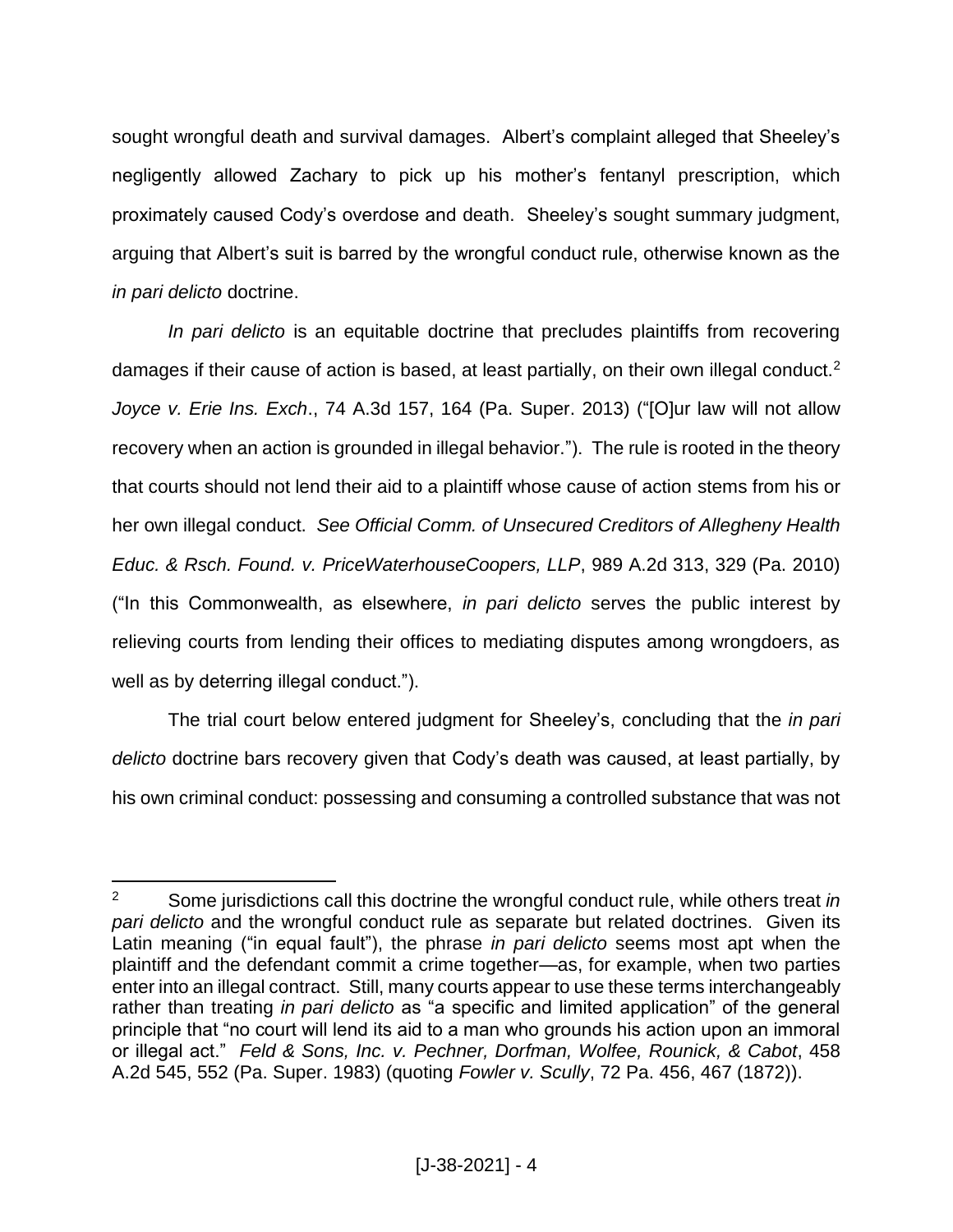sought wrongful death and survival damages. Albert's complaint alleged that Sheeley's negligently allowed Zachary to pick up his mother's fentanyl prescription, which proximately caused Cody's overdose and death. Sheeley's sought summary judgment, arguing that Albert's suit is barred by the wrongful conduct rule, otherwise known as the *in pari delicto* doctrine.

*In pari delicto* is an equitable doctrine that precludes plaintiffs from recovering damages if their cause of action is based, at least partially, on their own illegal conduct.[2] *Joyce v. Erie Ins. Exch*., 74 A.3d 157, 164 (Pa. Super. 2013) ("[O]ur law will not allow recovery when an action is grounded in illegal behavior."). The rule is rooted in the theory that courts should not lend their aid to a plaintiff whose cause of action stems from his or her own illegal conduct. *See Official Comm. of Unsecured Creditors of Allegheny Health Educ. & Rsch. Found. v. PriceWaterhouseCoopers, LLP*, 989 A.2d 313, 329 (Pa. 2010) ("In this Commonwealth, as elsewhere, *in pari delicto* serves the public interest by relieving courts from lending their offices to mediating disputes among wrongdoers, as well as by deterring illegal conduct.").

The trial court below entered judgment for Sheeley's, concluding that the *in pari delicto* doctrine bars recovery given that Cody's death was caused, at least partially, by his own criminal conduct: possessing and consuming a controlled substance that was not

---

[2] Some jurisdictions call this doctrine the wrongful conduct rule, while others treat *in pari delicto* and the wrongful conduct rule as separate but related doctrines. Given its Latin meaning ("in equal fault"), the phrase *in pari delicto* seems most apt when the plaintiff and the defendant commit a crime together—as, for example, when two parties enter into an illegal contract. Still, many courts appear to use these terms interchangeably rather than treating *in pari delicto* as "a specific and limited application" of the general principle that "no court will lend its aid to a man who grounds his action upon an immoral or illegal act." *Feld & Sons, Inc. v. Pechner, Dorfman, Wolfee, Rounick, & Cabot*, 458 A.2d 545, 552 (Pa. Super. 1983) (quoting *Fowler v. Scully*, 72 Pa. 456, 467 (1872)).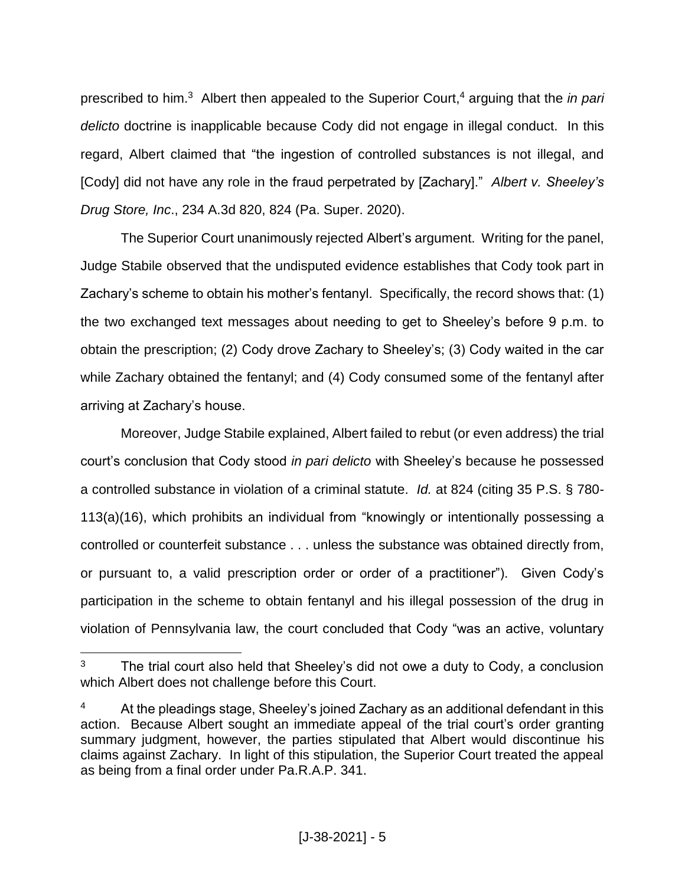prescribed to him.[3] Albert then appealed to the Superior Court,[4] arguing that the *in pari delicto* doctrine is inapplicable because Cody did not engage in illegal conduct. In this regard, Albert claimed that "the ingestion of controlled substances is not illegal, and [Cody] did not have any role in the fraud perpetrated by [Zachary]." *Albert v. Sheeley's Drug Store, Inc*., 234 A.3d 820, 824 (Pa. Super. 2020).

The Superior Court unanimously rejected Albert's argument. Writing for the panel, Judge Stabile observed that the undisputed evidence establishes that Cody took part in Zachary's scheme to obtain his mother's fentanyl. Specifically, the record shows that: (1) the two exchanged text messages about needing to get to Sheeley's before 9 p.m. to obtain the prescription; (2) Cody drove Zachary to Sheeley's; (3) Cody waited in the car while Zachary obtained the fentanyl; and (4) Cody consumed some of the fentanyl after arriving at Zachary's house.

Moreover, Judge Stabile explained, Albert failed to rebut (or even address) the trial court's conclusion that Cody stood *in pari delicto* with Sheeley's because he possessed a controlled substance in violation of a criminal statute. *Id.* at 824 (citing 35 P.S. § 780-113(a)(16), which prohibits an individual from "knowingly or intentionally possessing a controlled or counterfeit substance . . . unless the substance was obtained directly from, or pursuant to, a valid prescription order or order of a practitioner"). Given Cody's participation in the scheme to obtain fentanyl and his illegal possession of the drug in violation of Pennsylvania law, the court concluded that Cody "was an active, voluntary

---

[3] The trial court also held that Sheeley's did not owe a duty to Cody, a conclusion which Albert does not challenge before this Court.

[4] At the pleadings stage, Sheeley's joined Zachary as an additional defendant in this action. Because Albert sought an immediate appeal of the trial court's order granting summary judgment, however, the parties stipulated that Albert would discontinue his claims against Zachary. In light of this stipulation, the Superior Court treated the appeal as being from a final order under Pa.R.A.P. 341.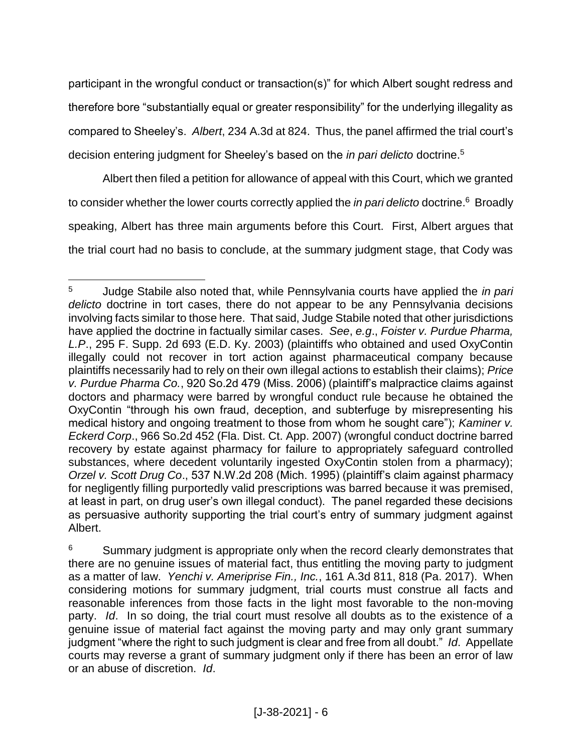participant in the wrongful conduct or transaction(s)" for which Albert sought redress and therefore bore "substantially equal or greater responsibility" for the underlying illegality as compared to Sheeley's. *Albert*, 234 A.3d at 824. Thus, the panel affirmed the trial court's decision entering judgment for Sheeley's based on the *in pari delicto* doctrine.[5]

Albert then filed a petition for allowance of appeal with this Court, which we granted to consider whether the lower courts correctly applied the *in pari delicto* doctrine.[6] Broadly speaking, Albert has three main arguments before this Court. First, Albert argues that the trial court had no basis to conclude, at the summary judgment stage, that Cody was

---

[5] Judge Stabile also noted that, while Pennsylvania courts have applied the *in pari delicto* doctrine in tort cases, there do not appear to be any Pennsylvania decisions involving facts similar to those here. That said, Judge Stabile noted that other jurisdictions have applied the doctrine in factually similar cases. *See*, *e.g*., *Foister v. Purdue Pharma, L.P*., 295 F. Supp. 2d 693 (E.D. Ky. 2003) (plaintiffs who obtained and used OxyContin illegally could not recover in tort action against pharmaceutical company because plaintiffs necessarily had to rely on their own illegal actions to establish their claims); *Price v. Purdue Pharma Co.*, 920 So.2d 479 (Miss. 2006) (plaintiff's malpractice claims against doctors and pharmacy were barred by wrongful conduct rule because he obtained the OxyContin "through his own fraud, deception, and subterfuge by misrepresenting his medical history and ongoing treatment to those from whom he sought care"); *Kaminer v. Eckerd Corp*., 966 So.2d 452 (Fla. Dist. Ct. App. 2007) (wrongful conduct doctrine barred recovery by estate against pharmacy for failure to appropriately safeguard controlled substances, where decedent voluntarily ingested OxyContin stolen from a pharmacy); *Orzel v. Scott Drug Co*., 537 N.W.2d 208 (Mich. 1995) (plaintiff's claim against pharmacy for negligently filling purportedly valid prescriptions was barred because it was premised, at least in part, on drug user's own illegal conduct). The panel regarded these decisions as persuasive authority supporting the trial court's entry of summary judgment against Albert.

[6] Summary judgment is appropriate only when the record clearly demonstrates that there are no genuine issues of material fact, thus entitling the moving party to judgment as a matter of law. *Yenchi v. Ameriprise Fin., Inc.*, 161 A.3d 811, 818 (Pa. 2017). When considering motions for summary judgment, trial courts must construe all facts and reasonable inferences from those facts in the light most favorable to the non-moving party. *Id*. In so doing, the trial court must resolve all doubts as to the existence of a genuine issue of material fact against the moving party and may only grant summary judgment "where the right to such judgment is clear and free from all doubt." *Id*. Appellate courts may reverse a grant of summary judgment only if there has been an error of law or an abuse of discretion. *Id*.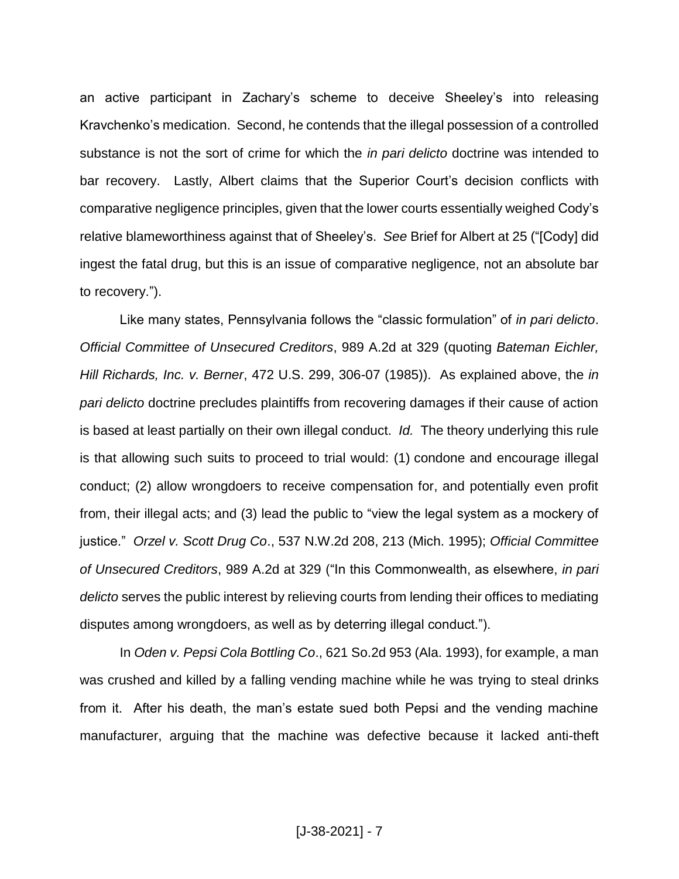an active participant in Zachary's scheme to deceive Sheeley's into releasing Kravchenko's medication. Second, he contends that the illegal possession of a controlled substance is not the sort of crime for which the *in pari delicto* doctrine was intended to bar recovery. Lastly, Albert claims that the Superior Court's decision conflicts with comparative negligence principles, given that the lower courts essentially weighed Cody's relative blameworthiness against that of Sheeley's. *See* Brief for Albert at 25 ("[Cody] did ingest the fatal drug, but this is an issue of comparative negligence, not an absolute bar to recovery.").

Like many states, Pennsylvania follows the "classic formulation" of *in pari delicto*. *Official Committee of Unsecured Creditors*, 989 A.2d at 329 (quoting *Bateman Eichler, Hill Richards, Inc. v. Berner*, 472 U.S. 299, 306-07 (1985)). As explained above, the *in pari delicto* doctrine precludes plaintiffs from recovering damages if their cause of action is based at least partially on their own illegal conduct. *Id.* The theory underlying this rule is that allowing such suits to proceed to trial would: (1) condone and encourage illegal conduct; (2) allow wrongdoers to receive compensation for, and potentially even profit from, their illegal acts; and (3) lead the public to "view the legal system as a mockery of justice." *Orzel v. Scott Drug Co*., 537 N.W.2d 208, 213 (Mich. 1995); *Official Committee of Unsecured Creditors*, 989 A.2d at 329 ("In this Commonwealth, as elsewhere, *in pari delicto* serves the public interest by relieving courts from lending their offices to mediating disputes among wrongdoers, as well as by deterring illegal conduct.").

In *Oden v. Pepsi Cola Bottling Co*., 621 So.2d 953 (Ala. 1993), for example, a man was crushed and killed by a falling vending machine while he was trying to steal drinks from it. After his death, the man's estate sued both Pepsi and the vending machine manufacturer, arguing that the machine was defective because it lacked anti-theft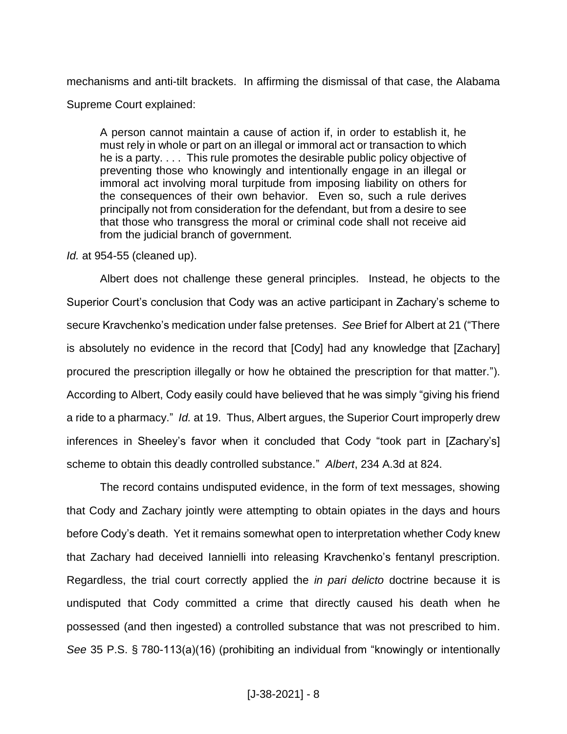mechanisms and anti-tilt brackets. In affirming the dismissal of that case, the Alabama Supreme Court explained:

> A person cannot maintain a cause of action if, in order to establish it, he must rely in whole or part on an illegal or immoral act or transaction to which he is a party. . . . This rule promotes the desirable public policy objective of preventing those who knowingly and intentionally engage in an illegal or immoral act involving moral turpitude from imposing liability on others for the consequences of their own behavior. Even so, such a rule derives principally not from consideration for the defendant, but from a desire to see that those who transgress the moral or criminal code shall not receive aid from the judicial branch of government.

*Id.* at 954-55 (cleaned up).

Albert does not challenge these general principles. Instead, he objects to the Superior Court's conclusion that Cody was an active participant in Zachary's scheme to secure Kravchenko's medication under false pretenses. *See* Brief for Albert at 21 ("There is absolutely no evidence in the record that [Cody] had any knowledge that [Zachary] procured the prescription illegally or how he obtained the prescription for that matter."). According to Albert, Cody easily could have believed that he was simply "giving his friend a ride to a pharmacy." *Id.* at 19. Thus, Albert argues, the Superior Court improperly drew inferences in Sheeley's favor when it concluded that Cody "took part in [Zachary's] scheme to obtain this deadly controlled substance." *Albert*, 234 A.3d at 824.

The record contains undisputed evidence, in the form of text messages, showing that Cody and Zachary jointly were attempting to obtain opiates in the days and hours before Cody's death. Yet it remains somewhat open to interpretation whether Cody knew that Zachary had deceived Iannielli into releasing Kravchenko's fentanyl prescription. Regardless, the trial court correctly applied the *in pari delicto* doctrine because it is undisputed that Cody committed a crime that directly caused his death when he possessed (and then ingested) a controlled substance that was not prescribed to him. *See* 35 P.S. § 780-113(a)(16) (prohibiting an individual from "knowingly or intentionally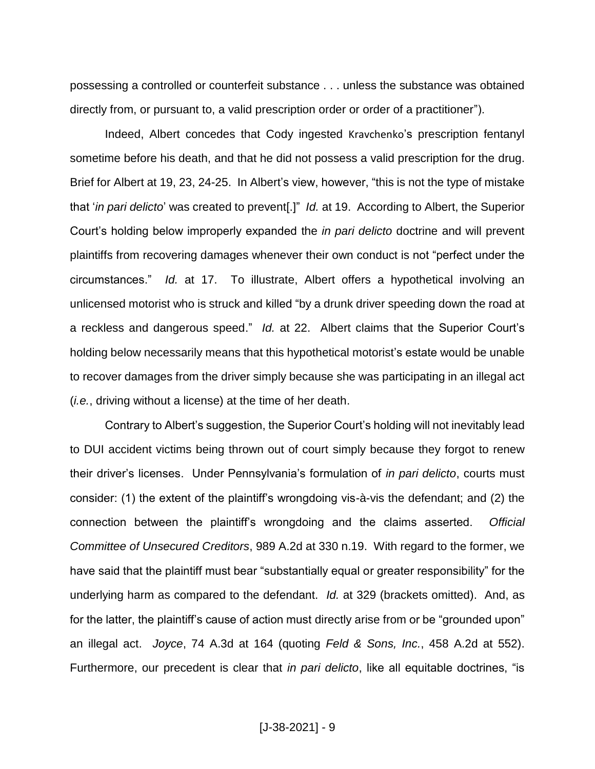possessing a controlled or counterfeit substance . . . unless the substance was obtained directly from, or pursuant to, a valid prescription order or order of a practitioner").

Indeed, Albert concedes that Cody ingested Kravchenko's prescription fentanyl sometime before his death, and that he did not possess a valid prescription for the drug. Brief for Albert at 19, 23, 24-25. In Albert's view, however, "this is not the type of mistake that '*in pari delicto*' was created to prevent[.]" *Id.* at 19. According to Albert, the Superior Court's holding below improperly expanded the *in pari delicto* doctrine and will prevent plaintiffs from recovering damages whenever their own conduct is not "perfect under the circumstances." *Id.* at 17. To illustrate, Albert offers a hypothetical involving an unlicensed motorist who is struck and killed "by a drunk driver speeding down the road at a reckless and dangerous speed." *Id.* at 22. Albert claims that the Superior Court's holding below necessarily means that this hypothetical motorist's estate would be unable to recover damages from the driver simply because she was participating in an illegal act (*i.e.*, driving without a license) at the time of her death.

Contrary to Albert's suggestion, the Superior Court's holding will not inevitably lead to DUI accident victims being thrown out of court simply because they forgot to renew their driver's licenses. Under Pennsylvania's formulation of *in pari delicto*, courts must consider: (1) the extent of the plaintiff's wrongdoing vis-à-vis the defendant; and (2) the connection between the plaintiff's wrongdoing and the claims asserted. *Official Committee of Unsecured Creditors*, 989 A.2d at 330 n.19. With regard to the former, we have said that the plaintiff must bear "substantially equal or greater responsibility" for the underlying harm as compared to the defendant. *Id.* at 329 (brackets omitted). And, as for the latter, the plaintiff's cause of action must directly arise from or be "grounded upon" an illegal act. *Joyce*, 74 A.3d at 164 (quoting *Feld & Sons, Inc.*, 458 A.2d at 552). Furthermore, our precedent is clear that *in pari delicto*, like all equitable doctrines, "is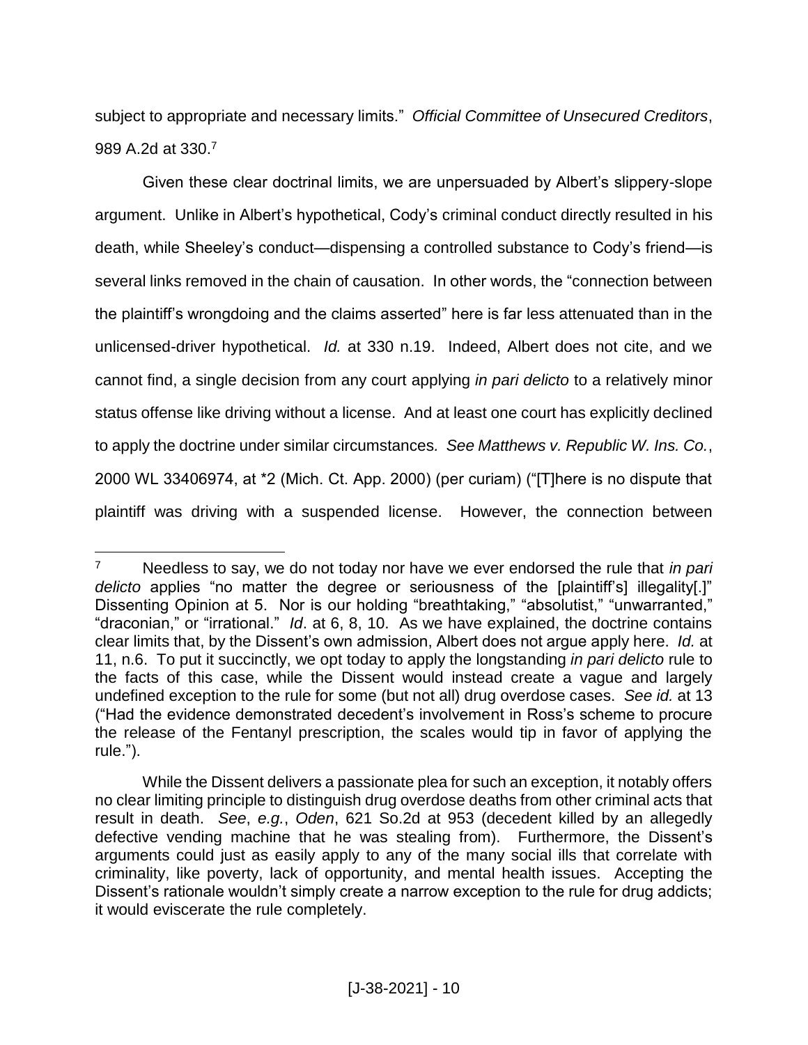subject to appropriate and necessary limits." *Official Committee of Unsecured Creditors*, 989 A.2d at 330.[7]

Given these clear doctrinal limits, we are unpersuaded by Albert's slippery-slope argument. Unlike in Albert's hypothetical, Cody's criminal conduct directly resulted in his death, while Sheeley's conduct—dispensing a controlled substance to Cody's friend—is several links removed in the chain of causation. In other words, the "connection between the plaintiff's wrongdoing and the claims asserted" here is far less attenuated than in the unlicensed-driver hypothetical. *Id.* at 330 n.19. Indeed, Albert does not cite, and we cannot find, a single decision from any court applying *in pari delicto* to a relatively minor status offense like driving without a license. And at least one court has explicitly declined to apply the doctrine under similar circumstances. *See Matthews v. Republic W. Ins. Co.*, 2000 WL 33406974, at *2 (Mich. Ct. App. 2000) (per curiam) ("[T]here is no dispute that plaintiff was driving with a suspended license. However, the connection between

---

[7] Needless to say, we do not today nor have we ever endorsed the rule that *in pari delicto* applies "no matter the degree or seriousness of the [plaintiff's] illegality[.]" Dissenting Opinion at 5. Nor is our holding "breathtaking," "absolutist," "unwarranted," "draconian," or "irrational." *Id*. at 6, 8, 10. As we have explained, the doctrine contains clear limits that, by the Dissent's own admission, Albert does not argue apply here. *Id.* at 11, n.6. To put it succinctly, we opt today to apply the longstanding *in pari delicto* rule to the facts of this case, while the Dissent would instead create a vague and largely undefined exception to the rule for some (but not all) drug overdose cases. *See id.* at 13 ("Had the evidence demonstrated decedent's involvement in Ross's scheme to procure the release of the Fentanyl prescription, the scales would tip in favor of applying the rule.").

While the Dissent delivers a passionate plea for such an exception, it notably offers no clear limiting principle to distinguish drug overdose deaths from other criminal acts that result in death. *See*, *e.g.*, *Oden*, 621 So.2d at 953 (decedent killed by an allegedly defective vending machine that he was stealing from). Furthermore, the Dissent's arguments could just as easily apply to any of the many social ills that correlate with criminality, like poverty, lack of opportunity, and mental health issues. Accepting the Dissent's rationale wouldn't simply create a narrow exception to the rule for drug addicts; it would eviscerate the rule completely.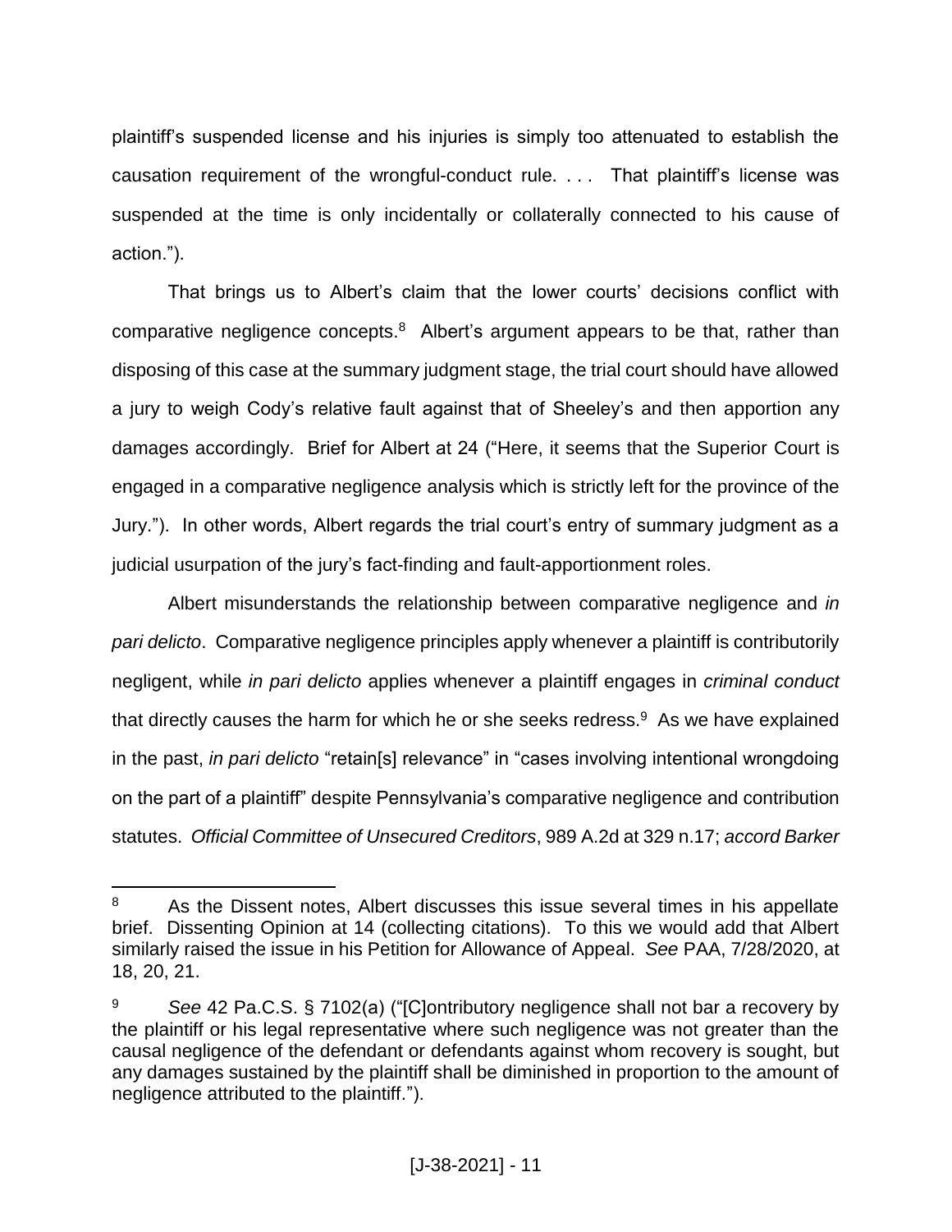plaintiff's suspended license and his injuries is simply too attenuated to establish the causation requirement of the wrongful-conduct rule. . . . That plaintiff's license was suspended at the time is only incidentally or collaterally connected to his cause of action.").

That brings us to Albert's claim that the lower courts' decisions conflict with comparative negligence concepts.[8] Albert's argument appears to be that, rather than disposing of this case at the summary judgment stage, the trial court should have allowed a jury to weigh Cody's relative fault against that of Sheeley's and then apportion any damages accordingly. Brief for Albert at 24 ("Here, it seems that the Superior Court is engaged in a comparative negligence analysis which is strictly left for the province of the Jury."). In other words, Albert regards the trial court's entry of summary judgment as a judicial usurpation of the jury's fact-finding and fault-apportionment roles.

Albert misunderstands the relationship between comparative negligence and *in pari delicto*. Comparative negligence principles apply whenever a plaintiff is contributorily negligent, while *in pari delicto* applies whenever a plaintiff engages in *criminal conduct* that directly causes the harm for which he or she seeks redress.[9] As we have explained in the past, *in pari delicto* "retain[s] relevance" in "cases involving intentional wrongdoing on the part of a plaintiff" despite Pennsylvania's comparative negligence and contribution statutes. *Official Committee of Unsecured Creditors*, 989 A.2d at 329 n.17; *accord Barker*

---

[8] As the Dissent notes, Albert discusses this issue several times in his appellate brief. Dissenting Opinion at 14 (collecting citations). To this we would add that Albert similarly raised the issue in his Petition for Allowance of Appeal. *See* PAA, 7/28/2020, at 18, 20, 21.

[9] *See* 42 Pa.C.S. § 7102(a) ("[C]ontributory negligence shall not bar a recovery by the plaintiff or his legal representative where such negligence was not greater than the causal negligence of the defendant or defendants against whom recovery is sought, but any damages sustained by the plaintiff shall be diminished in proportion to the amount of negligence attributed to the plaintiff.").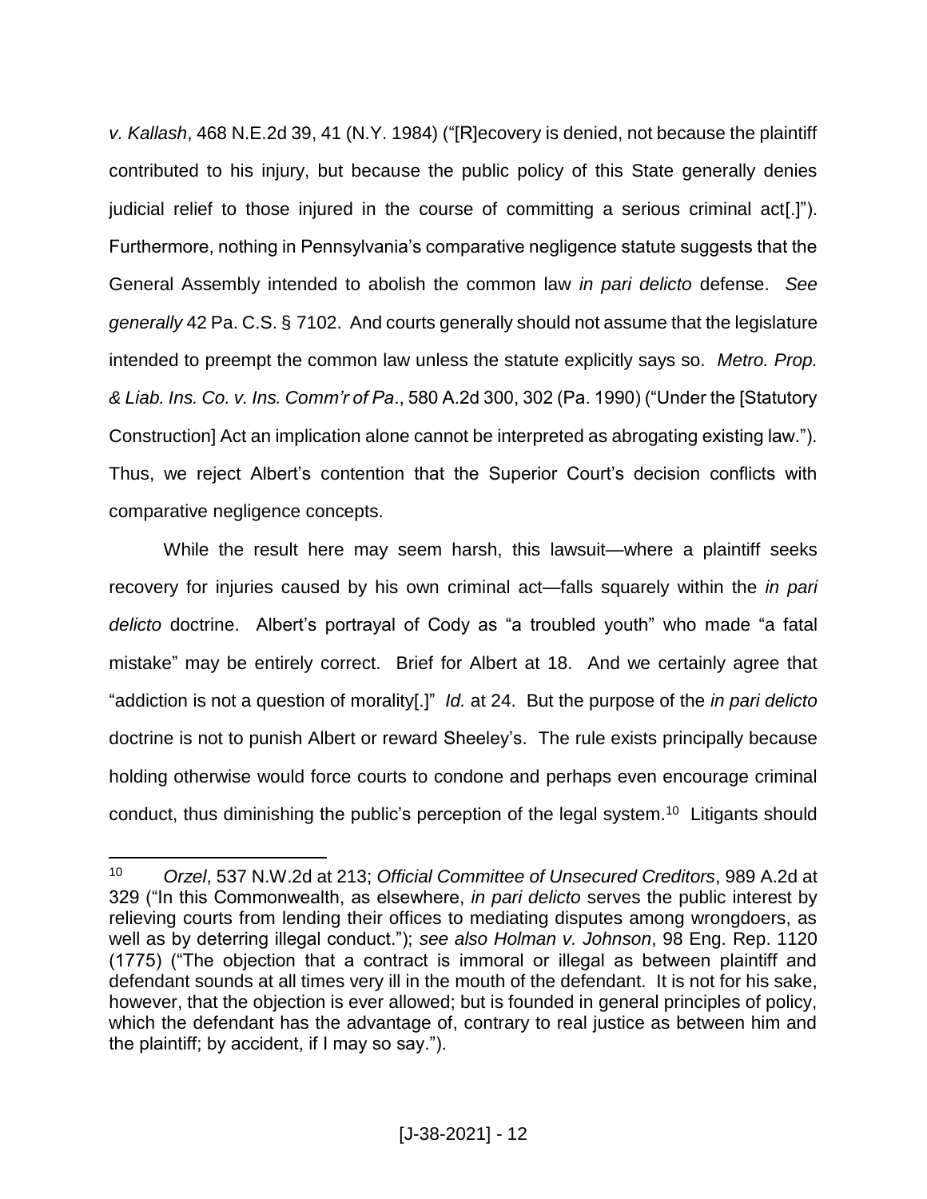*v. Kallash*, 468 N.E.2d 39, 41 (N.Y. 1984) ("[R]ecovery is denied, not because the plaintiff contributed to his injury, but because the public policy of this State generally denies judicial relief to those injured in the course of committing a serious criminal act[.]"). Furthermore, nothing in Pennsylvania's comparative negligence statute suggests that the General Assembly intended to abolish the common law *in pari delicto* defense. *See generally* 42 Pa. C.S. § 7102. And courts generally should not assume that the legislature intended to preempt the common law unless the statute explicitly says so. *Metro. Prop. & Liab. Ins. Co. v. Ins. Comm'r of Pa*., 580 A.2d 300, 302 (Pa. 1990) ("Under the [Statutory Construction] Act an implication alone cannot be interpreted as abrogating existing law."). Thus, we reject Albert's contention that the Superior Court's decision conflicts with comparative negligence concepts.

While the result here may seem harsh, this lawsuit—where a plaintiff seeks recovery for injuries caused by his own criminal act—falls squarely within the *in pari delicto* doctrine. Albert's portrayal of Cody as "a troubled youth" who made "a fatal mistake" may be entirely correct. Brief for Albert at 18. And we certainly agree that "addiction is not a question of morality[.]" *Id.* at 24. But the purpose of the *in pari delicto* doctrine is not to punish Albert or reward Sheeley's. The rule exists principally because holding otherwise would force courts to condone and perhaps even encourage criminal conduct, thus diminishing the public's perception of the legal system.[10] Litigants should

---

[10] *Orzel*, 537 N.W.2d at 213; *Official Committee of Unsecured Creditors*, 989 A.2d at 329 ("In this Commonwealth, as elsewhere, *in pari delicto* serves the public interest by relieving courts from lending their offices to mediating disputes among wrongdoers, as well as by deterring illegal conduct."); *see also Holman v. Johnson*, 98 Eng. Rep. 1120 (1775) ("The objection that a contract is immoral or illegal as between plaintiff and defendant sounds at all times very ill in the mouth of the defendant. It is not for his sake, however, that the objection is ever allowed; but is founded in general principles of policy, which the defendant has the advantage of, contrary to real justice as between him and the plaintiff; by accident, if I may so say.").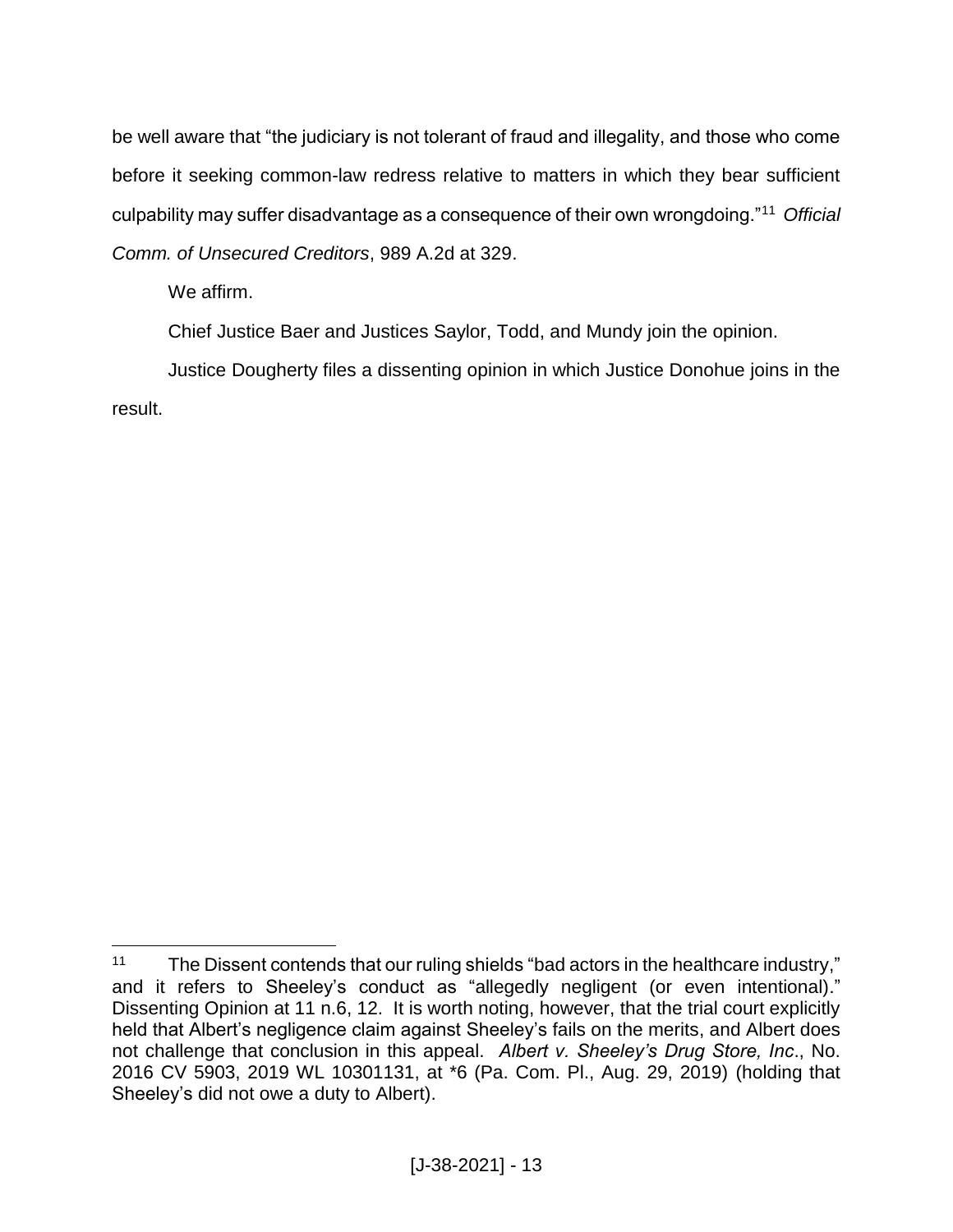be well aware that "the judiciary is not tolerant of fraud and illegality, and those who come before it seeking common-law redress relative to matters in which they bear sufficient culpability may suffer disadvantage as a consequence of their own wrongdoing."[11] *Official Comm. of Unsecured Creditors*, 989 A.2d at 329.

We affirm.

Chief Justice Baer and Justices Saylor, Todd, and Mundy join the opinion.

Justice Dougherty files a dissenting opinion in which Justice Donohue joins in the result.

---

[11] The Dissent contends that our ruling shields "bad actors in the healthcare industry," and it refers to Sheeley's conduct as "allegedly negligent (or even intentional)." Dissenting Opinion at 11 n.6, 12. It is worth noting, however, that the trial court explicitly held that Albert's negligence claim against Sheeley's fails on the merits, and Albert does not challenge that conclusion in this appeal. *Albert v. Sheeley's Drug Store, Inc.*, No. 2016 CV 5903, 2019 WL 10301131, at *6 (Pa. Com. Pl., Aug. 29, 2019) (holding that Sheeley's did not owe a duty to Albert).